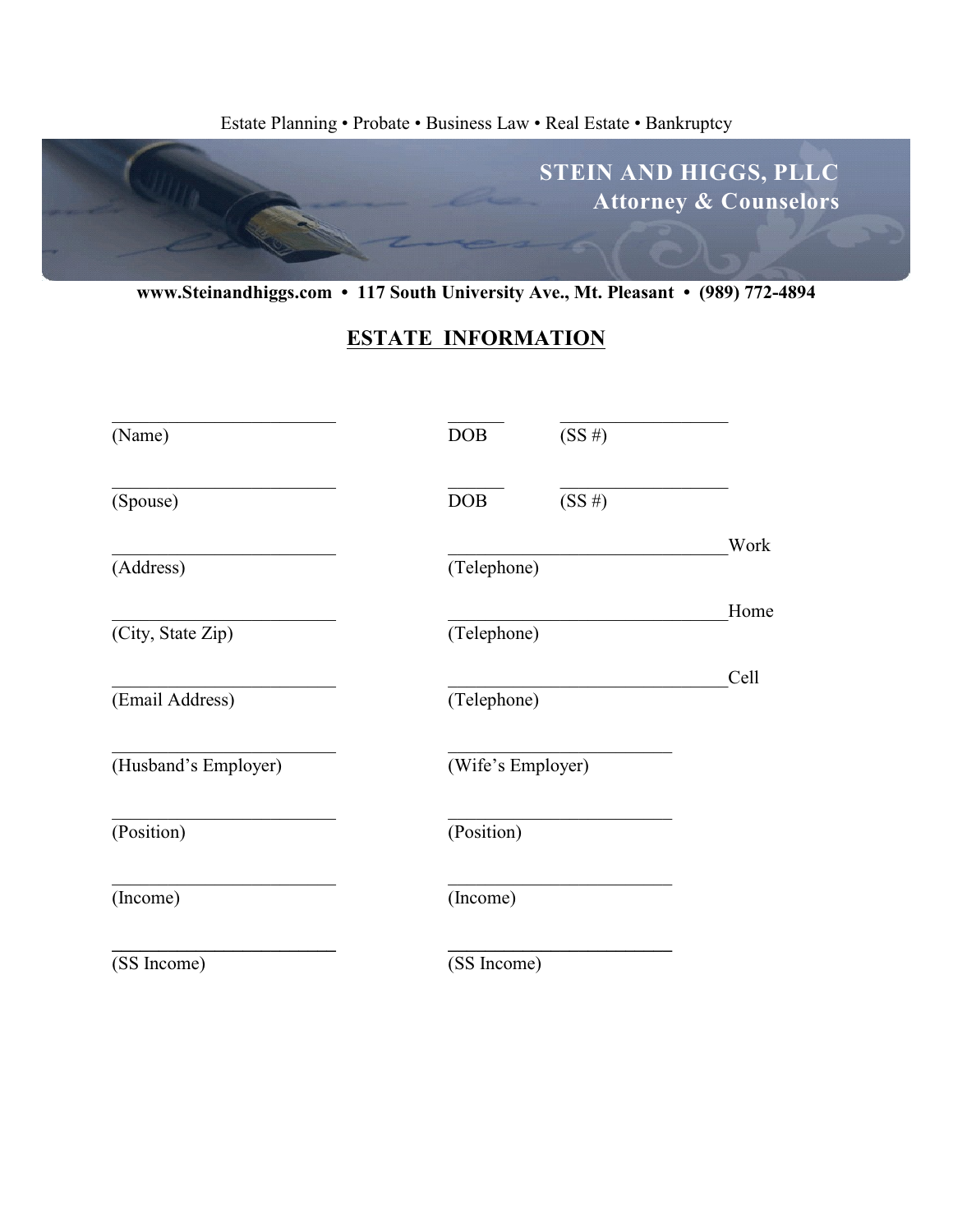Estate Planning • Probate • Business Law • Real Estate • Bankruptcy

**STEIN AND HIGGS, PLLC**
**Attorney & Counselors**

**www.Steinandhiggs.com • 117 South University Ave., Mt. Pleasant • (989) 772-4894**

## ESTATE INFORMATION

| | | |
|---|---|---|
| ______________________ (Name) | ______ DOB | ________________ (SS #) |
| ______________________ (Spouse) | ______ DOB | ________________ (SS #) |
| ______________________ (Address) | ____________________________Work (Telephone) | |
| ______________________ (City, State Zip) | ____________________________Home (Telephone) | |
| ______________________ (Email Address) | ____________________________Cell (Telephone) | |
| ______________________ (Husband's Employer) | ______________________ (Wife's Employer) | |
| ______________________ (Position) | ______________________ (Position) | |
| ______________________ (Income) | ______________________ (Income) | |
| ______________________ (SS Income) | ______________________ (SS Income) | |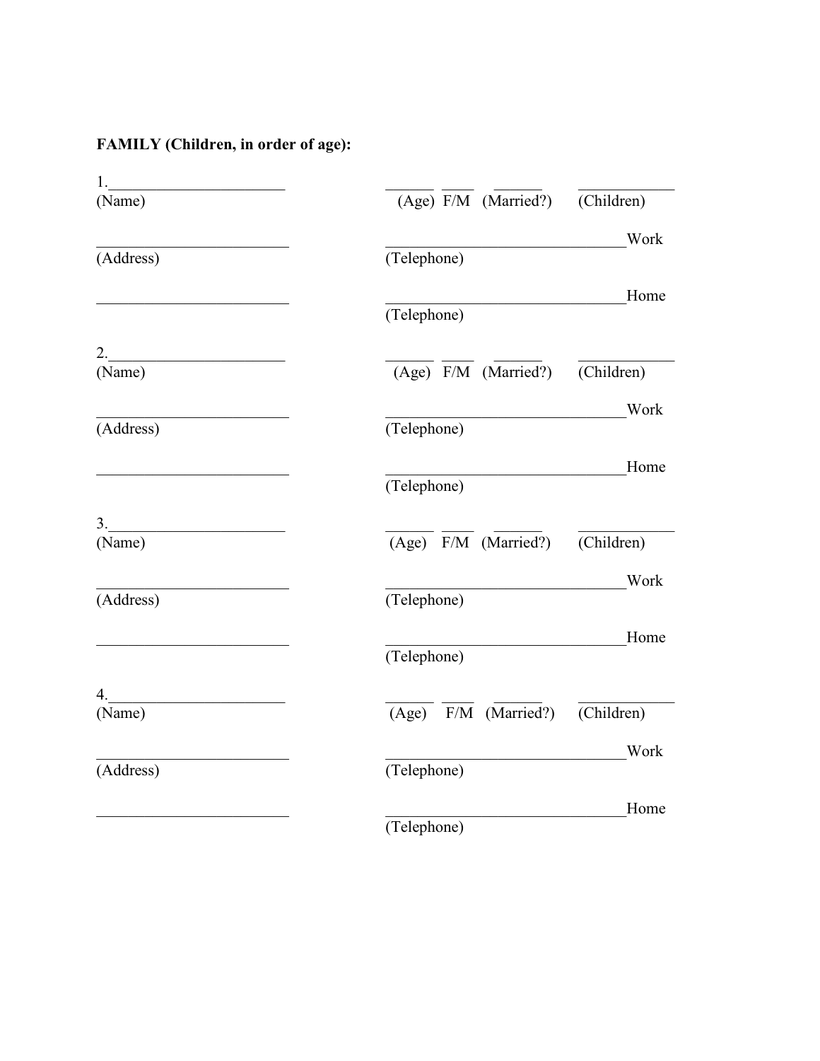**FAMILY (Children, in order of age):**

1.______________________ ______ ____ ______ ____________
(Name) (Age) F/M (Married?) (Children)

________________________ ______________________________Work
(Address) (Telephone)

________________________ ______________________________Home
(Telephone)

2.______________________ ______ ____ ______ ____________
(Name) (Age) F/M (Married?) (Children)

________________________ ______________________________Work
(Address) (Telephone)

________________________ ______________________________Home
(Telephone)

3.______________________ ______ ____ ______ ____________
(Name) (Age) F/M (Married?) (Children)

________________________ ______________________________Work
(Address) (Telephone)

________________________ ______________________________Home
(Telephone)

4.______________________ ______ ____ ______ ____________
(Name) (Age) F/M (Married?) (Children)

________________________ ______________________________Work
(Address) (Telephone)

________________________ ______________________________Home
(Telephone)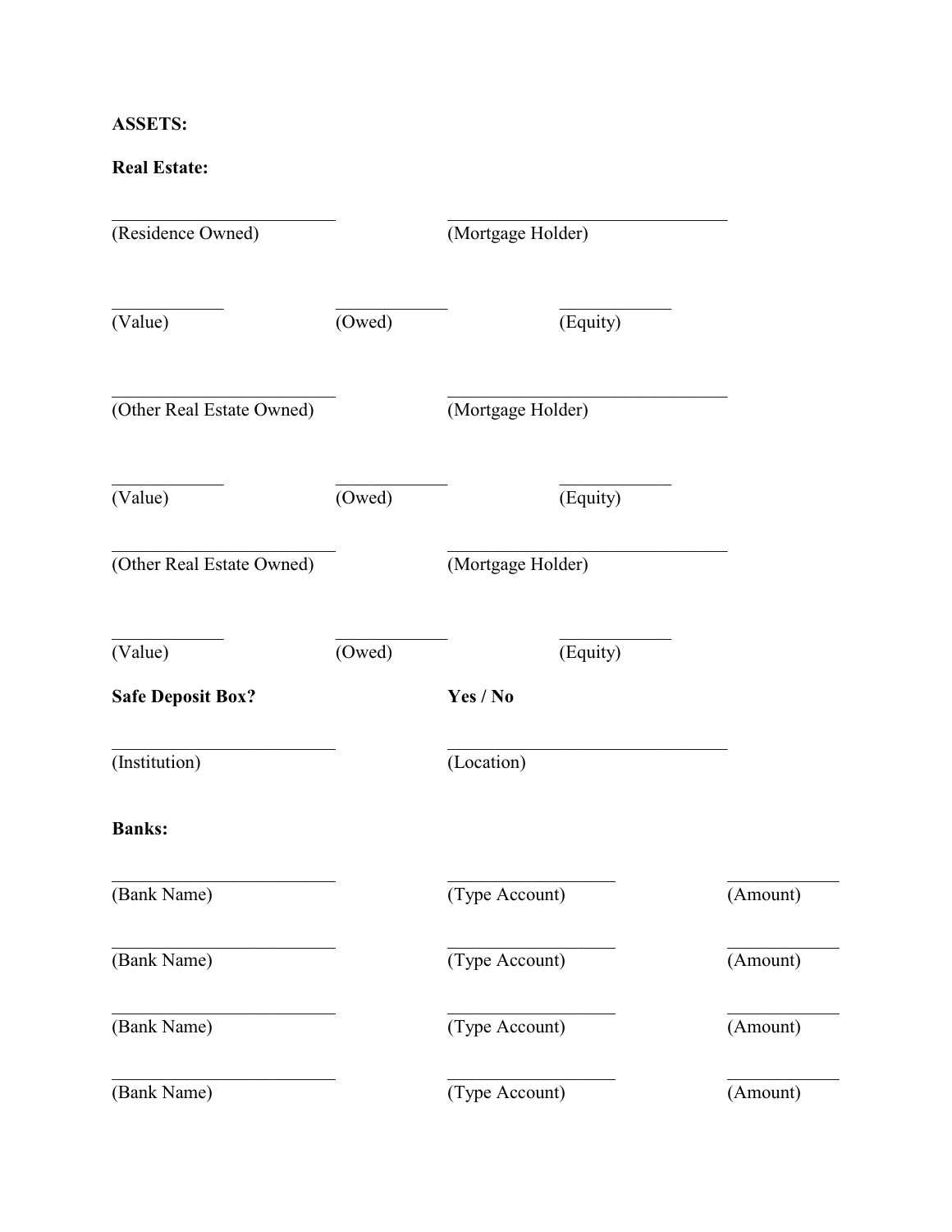**ASSETS:**

**Real Estate:**

\_\_\_\_\_\_\_\_\_\_\_\_\_\_\_\_\_\_\_\_\_\_\_\_\_ \_\_\_\_\_\_\_\_\_\_\_\_\_\_\_\_\_\_\_\_\_\_\_\_\_\_\_\_\_\_\_
(Residence Owned) (Mortgage Holder)

\_\_\_\_\_\_\_\_\_\_\_\_ \_\_\_\_\_\_\_\_\_\_\_\_ \_\_\_\_\_\_\_\_\_\_\_\_
(Value) (Owed) (Equity)

\_\_\_\_\_\_\_\_\_\_\_\_\_\_\_\_\_\_\_\_\_\_\_\_\_ \_\_\_\_\_\_\_\_\_\_\_\_\_\_\_\_\_\_\_\_\_\_\_\_\_\_\_\_\_\_\_
(Other Real Estate Owned) (Mortgage Holder)

\_\_\_\_\_\_\_\_\_\_\_\_ \_\_\_\_\_\_\_\_\_\_\_\_ \_\_\_\_\_\_\_\_\_\_\_\_
(Value) (Owed) (Equity)

\_\_\_\_\_\_\_\_\_\_\_\_\_\_\_\_\_\_\_\_\_\_\_\_\_ \_\_\_\_\_\_\_\_\_\_\_\_\_\_\_\_\_\_\_\_\_\_\_\_\_\_\_\_\_\_\_
(Other Real Estate Owned) (Mortgage Holder)

\_\_\_\_\_\_\_\_\_\_\_\_ \_\_\_\_\_\_\_\_\_\_\_\_ \_\_\_\_\_\_\_\_\_\_\_\_
(Value) (Owed) (Equity)

**Safe Deposit Box?** **Yes / No**

\_\_\_\_\_\_\_\_\_\_\_\_\_\_\_\_\_\_\_\_\_\_\_\_\_ \_\_\_\_\_\_\_\_\_\_\_\_\_\_\_\_\_\_\_\_\_\_\_\_\_\_\_\_\_\_\_
(Institution) (Location)

**Banks:**

\_\_\_\_\_\_\_\_\_\_\_\_\_\_\_\_\_\_\_\_\_\_\_\_\_ \_\_\_\_\_\_\_\_\_\_\_\_\_\_\_\_\_\_\_ \_\_\_\_\_\_\_\_\_\_\_\_
(Bank Name) (Type Account) (Amount)

\_\_\_\_\_\_\_\_\_\_\_\_\_\_\_\_\_\_\_\_\_\_\_\_\_ \_\_\_\_\_\_\_\_\_\_\_\_\_\_\_\_\_\_\_ \_\_\_\_\_\_\_\_\_\_\_\_
(Bank Name) (Type Account) (Amount)

\_\_\_\_\_\_\_\_\_\_\_\_\_\_\_\_\_\_\_\_\_\_\_\_\_ \_\_\_\_\_\_\_\_\_\_\_\_\_\_\_\_\_\_\_ \_\_\_\_\_\_\_\_\_\_\_\_
(Bank Name) (Type Account) (Amount)

\_\_\_\_\_\_\_\_\_\_\_\_\_\_\_\_\_\_\_\_\_\_\_\_\_ \_\_\_\_\_\_\_\_\_\_\_\_\_\_\_\_\_\_\_ \_\_\_\_\_\_\_\_\_\_\_\_
(Bank Name) (Type Account) (Amount)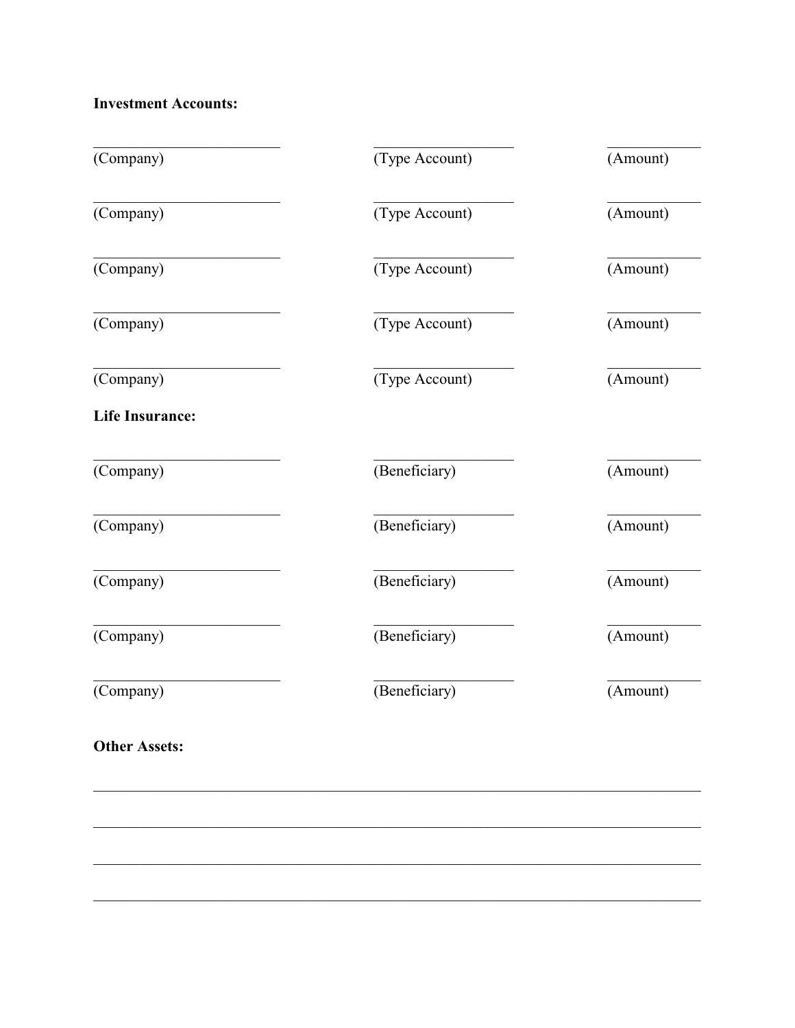**Investment Accounts:**

| | | |
|---|---|---|
| ______________________ | ________________ | __________ |
| (Company) | (Type Account) | (Amount) |
| ______________________ | ________________ | __________ |
| (Company) | (Type Account) | (Amount) |
| ______________________ | ________________ | __________ |
| (Company) | (Type Account) | (Amount) |
| ______________________ | ________________ | __________ |
| (Company) | (Type Account) | (Amount) |
| ______________________ | ________________ | __________ |
| (Company) | (Type Account) | (Amount) |

**Life Insurance:**

| | | |
|---|---|---|
| ______________________ | ________________ | __________ |
| (Company) | (Beneficiary) | (Amount) |
| ______________________ | ________________ | __________ |
| (Company) | (Beneficiary) | (Amount) |
| ______________________ | ________________ | __________ |
| (Company) | (Beneficiary) | (Amount) |
| ______________________ | ________________ | __________ |
| (Company) | (Beneficiary) | (Amount) |
| ______________________ | ________________ | __________ |
| (Company) | (Beneficiary) | (Amount) |

**Other Assets:**

______________________________________________________________________________

______________________________________________________________________________

______________________________________________________________________________

______________________________________________________________________________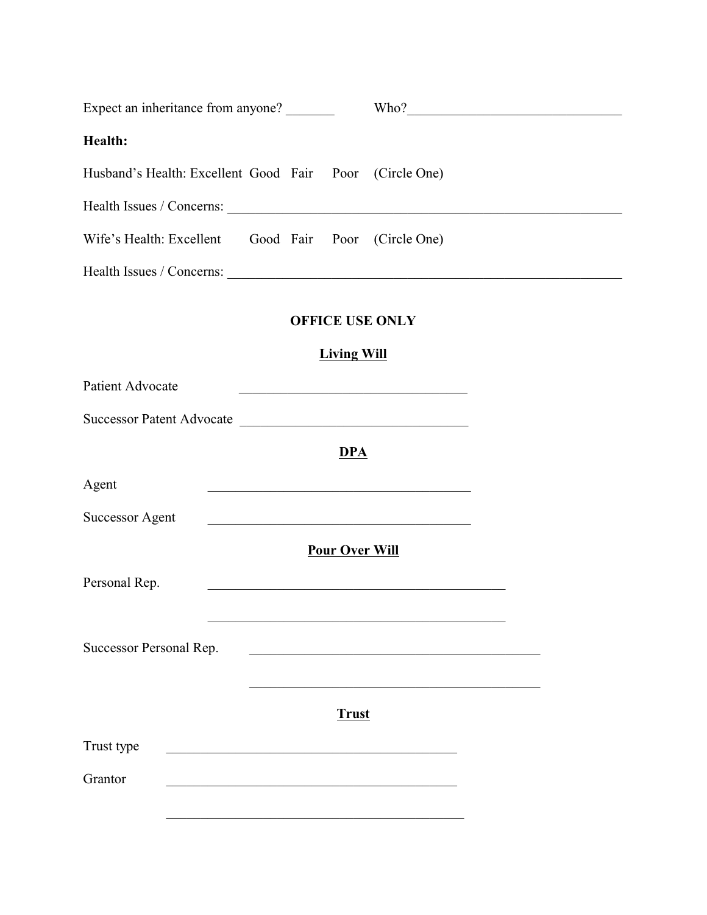Expect an inheritance from anyone? _______ Who?_______________________________

**Health:**

Husband's Health: Excellent Good Fair Poor (Circle One)

Health Issues / Concerns: ____________________________________________________________

Wife's Health: Excellent Good Fair Poor (Circle One)

Health Issues / Concerns: ____________________________________________________________

**OFFICE USE ONLY**

**Living Will**

Patient Advocate _________________________________

Successor Patent Advocate _________________________________

**DPA**

Agent _______________________________________

Successor Agent _______________________________________

**Pour Over Will**

Personal Rep. ____________________________________________

____________________________________________

Successor Personal Rep. ___________________________________________

___________________________________________

**Trust**

Trust type ___________________________________________

Grantor ___________________________________________

___________________________________________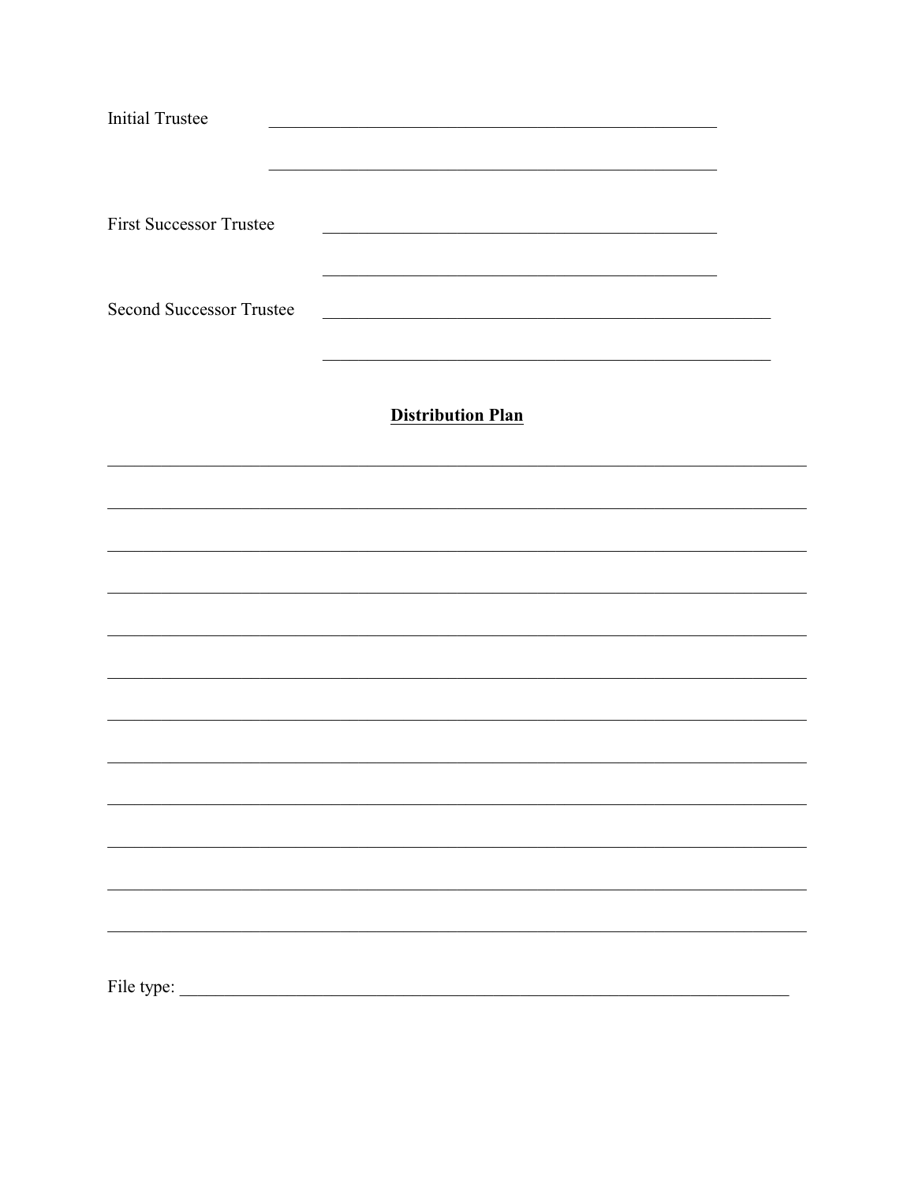Initial Trustee ___________________________________________________

___________________________________________________

First Successor Trustee _____________________________________________

_____________________________________________

Second Successor Trustee ___________________________________________________

___________________________________________________

**Distribution Plan**

________________________________________________________________________________

________________________________________________________________________________

________________________________________________________________________________

________________________________________________________________________________

________________________________________________________________________________

________________________________________________________________________________

________________________________________________________________________________

________________________________________________________________________________

________________________________________________________________________________

________________________________________________________________________________

________________________________________________________________________________

________________________________________________________________________________

File type: ______________________________________________________________________